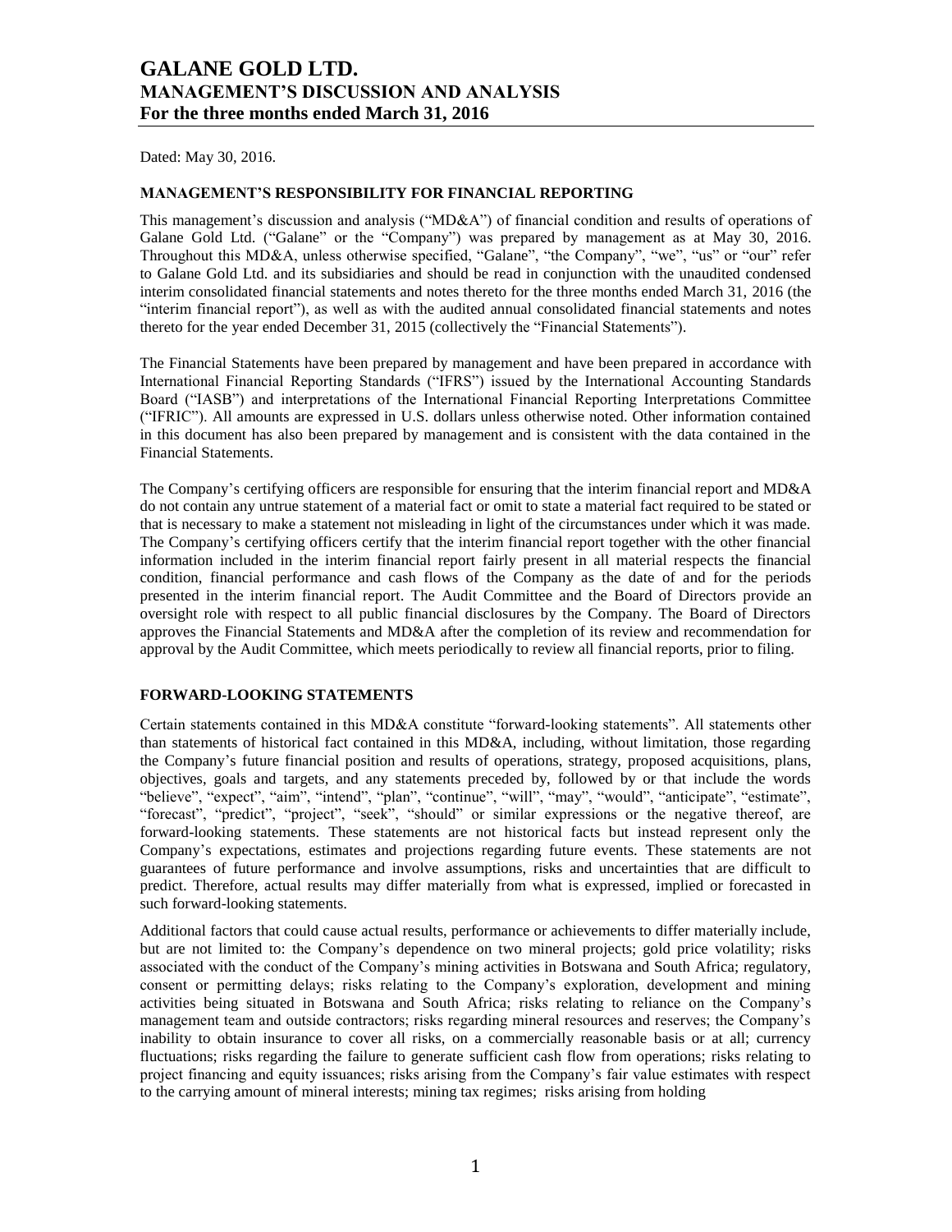# GALANE GOLD LTD.
# MANAGEMENT'S DISCUSSION AND ANALYSIS
# For the three months ended March 31, 2016

Dated: May 30, 2016.

## MANAGEMENT'S RESPONSIBILITY FOR FINANCIAL REPORTING

This management's discussion and analysis ("MD&A") of financial condition and results of operations of Galane Gold Ltd. ("Galane" or the "Company") was prepared by management as at May 30, 2016. Throughout this MD&A, unless otherwise specified, "Galane", "the Company", "we", "us" or "our" refer to Galane Gold Ltd. and its subsidiaries and should be read in conjunction with the unaudited condensed interim consolidated financial statements and notes thereto for the three months ended March 31, 2016 (the "interim financial report"), as well as with the audited annual consolidated financial statements and notes thereto for the year ended December 31, 2015 (collectively the "Financial Statements").

The Financial Statements have been prepared by management and have been prepared in accordance with International Financial Reporting Standards ("IFRS") issued by the International Accounting Standards Board ("IASB") and interpretations of the International Financial Reporting Interpretations Committee ("IFRIC"). All amounts are expressed in U.S. dollars unless otherwise noted. Other information contained in this document has also been prepared by management and is consistent with the data contained in the Financial Statements.

The Company's certifying officers are responsible for ensuring that the interim financial report and MD&A do not contain any untrue statement of a material fact or omit to state a material fact required to be stated or that is necessary to make a statement not misleading in light of the circumstances under which it was made. The Company's certifying officers certify that the interim financial report together with the other financial information included in the interim financial report fairly present in all material respects the financial condition, financial performance and cash flows of the Company as the date of and for the periods presented in the interim financial report. The Audit Committee and the Board of Directors provide an oversight role with respect to all public financial disclosures by the Company. The Board of Directors approves the Financial Statements and MD&A after the completion of its review and recommendation for approval by the Audit Committee, which meets periodically to review all financial reports, prior to filing.

## FORWARD-LOOKING STATEMENTS

Certain statements contained in this MD&A constitute "forward-looking statements". All statements other than statements of historical fact contained in this MD&A, including, without limitation, those regarding the Company's future financial position and results of operations, strategy, proposed acquisitions, plans, objectives, goals and targets, and any statements preceded by, followed by or that include the words "believe", "expect", "aim", "intend", "plan", "continue", "will", "may", "would", "anticipate", "estimate", "forecast", "predict", "project", "seek", "should" or similar expressions or the negative thereof, are forward-looking statements. These statements are not historical facts but instead represent only the Company's expectations, estimates and projections regarding future events. These statements are not guarantees of future performance and involve assumptions, risks and uncertainties that are difficult to predict. Therefore, actual results may differ materially from what is expressed, implied or forecasted in such forward-looking statements.

Additional factors that could cause actual results, performance or achievements to differ materially include, but are not limited to: the Company's dependence on two mineral projects; gold price volatility; risks associated with the conduct of the Company's mining activities in Botswana and South Africa; regulatory, consent or permitting delays; risks relating to the Company's exploration, development and mining activities being situated in Botswana and South Africa; risks relating to reliance on the Company's management team and outside contractors; risks regarding mineral resources and reserves; the Company's inability to obtain insurance to cover all risks, on a commercially reasonable basis or at all; currency fluctuations; risks regarding the failure to generate sufficient cash flow from operations; risks relating to project financing and equity issuances; risks arising from the Company's fair value estimates with respect to the carrying amount of mineral interests; mining tax regimes; risks arising from holding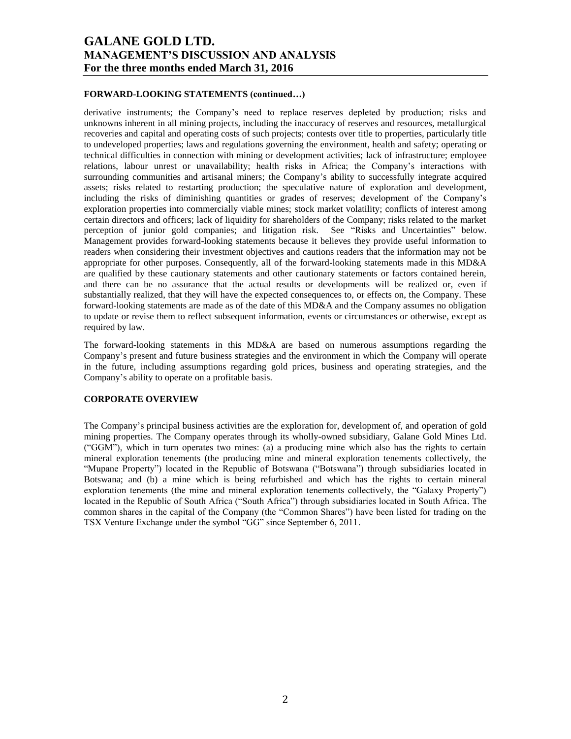#### FORWARD-LOOKING STATEMENTS (continued…)

derivative instruments; the Company's need to replace reserves depleted by production; risks and unknowns inherent in all mining projects, including the inaccuracy of reserves and resources, metallurgical recoveries and capital and operating costs of such projects; contests over title to properties, particularly title to undeveloped properties; laws and regulations governing the environment, health and safety; operating or technical difficulties in connection with mining or development activities; lack of infrastructure; employee relations, labour unrest or unavailability; health risks in Africa; the Company's interactions with surrounding communities and artisanal miners; the Company's ability to successfully integrate acquired assets; risks related to restarting production; the speculative nature of exploration and development, including the risks of diminishing quantities or grades of reserves; development of the Company's exploration properties into commercially viable mines; stock market volatility; conflicts of interest among certain directors and officers; lack of liquidity for shareholders of the Company; risks related to the market perception of junior gold companies; and litigation risk. See "Risks and Uncertainties" below. Management provides forward-looking statements because it believes they provide useful information to readers when considering their investment objectives and cautions readers that the information may not be appropriate for other purposes. Consequently, all of the forward-looking statements made in this MD&A are qualified by these cautionary statements and other cautionary statements or factors contained herein, and there can be no assurance that the actual results or developments will be realized or, even if substantially realized, that they will have the expected consequences to, or effects on, the Company. These forward-looking statements are made as of the date of this MD&A and the Company assumes no obligation to update or revise them to reflect subsequent information, events or circumstances or otherwise, except as required by law.

The forward-looking statements in this MD&A are based on numerous assumptions regarding the Company's present and future business strategies and the environment in which the Company will operate in the future, including assumptions regarding gold prices, business and operating strategies, and the Company's ability to operate on a profitable basis.

#### CORPORATE OVERVIEW

The Company's principal business activities are the exploration for, development of, and operation of gold mining properties. The Company operates through its wholly-owned subsidiary, Galane Gold Mines Ltd. ("GGM"), which in turn operates two mines: (a) a producing mine which also has the rights to certain mineral exploration tenements (the producing mine and mineral exploration tenements collectively, the "Mupane Property") located in the Republic of Botswana ("Botswana") through subsidiaries located in Botswana; and (b) a mine which is being refurbished and which has the rights to certain mineral exploration tenements (the mine and mineral exploration tenements collectively, the "Galaxy Property") located in the Republic of South Africa ("South Africa") through subsidiaries located in South Africa. The common shares in the capital of the Company (the "Common Shares") have been listed for trading on the TSX Venture Exchange under the symbol "GG" since September 6, 2011.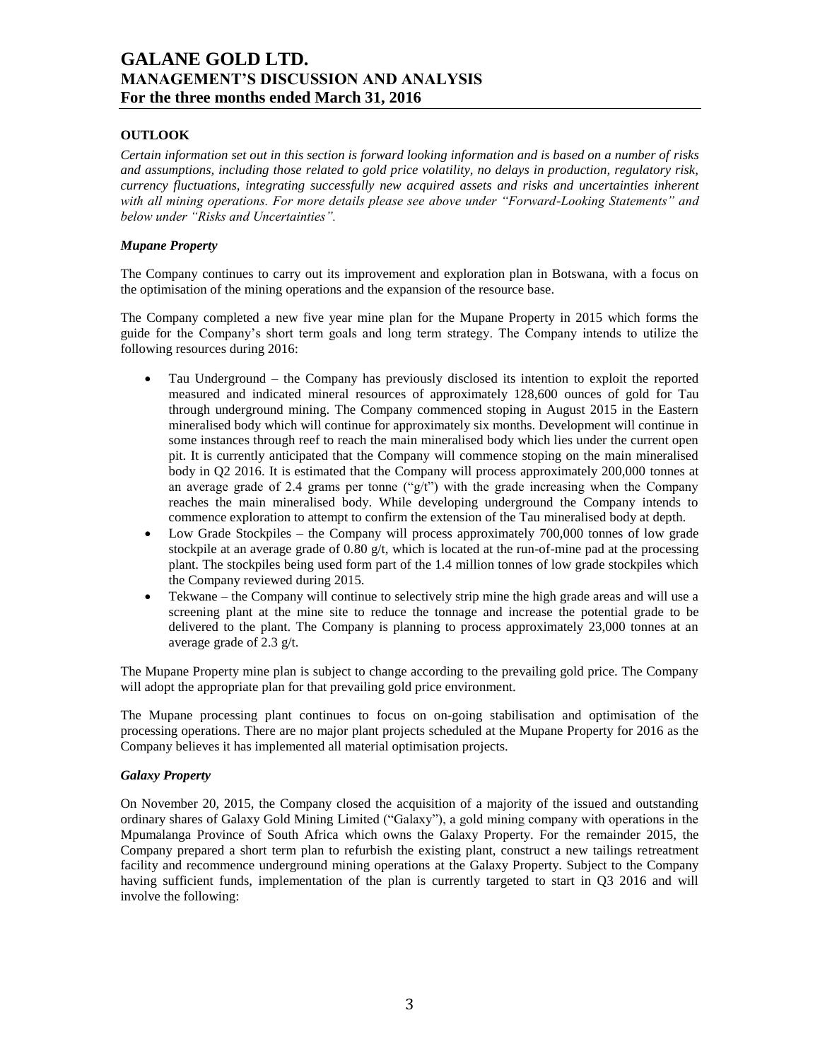## OUTLOOK

*Certain information set out in this section is forward looking information and is based on a number of risks and assumptions, including those related to gold price volatility, no delays in production, regulatory risk, currency fluctuations, integrating successfully new acquired assets and risks and uncertainties inherent with all mining operations. For more details please see above under "Forward-Looking Statements" and below under "Risks and Uncertainties".*

### *Mupane Property*

The Company continues to carry out its improvement and exploration plan in Botswana, with a focus on the optimisation of the mining operations and the expansion of the resource base.

The Company completed a new five year mine plan for the Mupane Property in 2015 which forms the guide for the Company's short term goals and long term strategy. The Company intends to utilize the following resources during 2016:

- Tau Underground – the Company has previously disclosed its intention to exploit the reported measured and indicated mineral resources of approximately 128,600 ounces of gold for Tau through underground mining. The Company commenced stoping in August 2015 in the Eastern mineralised body which will continue for approximately six months. Development will continue in some instances through reef to reach the main mineralised body which lies under the current open pit. It is currently anticipated that the Company will commence stoping on the main mineralised body in Q2 2016. It is estimated that the Company will process approximately 200,000 tonnes at an average grade of 2.4 grams per tonne ("g/t") with the grade increasing when the Company reaches the main mineralised body. While developing underground the Company intends to commence exploration to attempt to confirm the extension of the Tau mineralised body at depth.
- Low Grade Stockpiles – the Company will process approximately 700,000 tonnes of low grade stockpile at an average grade of 0.80 g/t, which is located at the run-of-mine pad at the processing plant. The stockpiles being used form part of the 1.4 million tonnes of low grade stockpiles which the Company reviewed during 2015.
- Tekwane – the Company will continue to selectively strip mine the high grade areas and will use a screening plant at the mine site to reduce the tonnage and increase the potential grade to be delivered to the plant. The Company is planning to process approximately 23,000 tonnes at an average grade of 2.3 g/t.

The Mupane Property mine plan is subject to change according to the prevailing gold price. The Company will adopt the appropriate plan for that prevailing gold price environment.

The Mupane processing plant continues to focus on on-going stabilisation and optimisation of the processing operations. There are no major plant projects scheduled at the Mupane Property for 2016 as the Company believes it has implemented all material optimisation projects.

### *Galaxy Property*

On November 20, 2015, the Company closed the acquisition of a majority of the issued and outstanding ordinary shares of Galaxy Gold Mining Limited ("Galaxy"), a gold mining company with operations in the Mpumalanga Province of South Africa which owns the Galaxy Property. For the remainder 2015, the Company prepared a short term plan to refurbish the existing plant, construct a new tailings retreatment facility and recommence underground mining operations at the Galaxy Property. Subject to the Company having sufficient funds, implementation of the plan is currently targeted to start in Q3 2016 and will involve the following: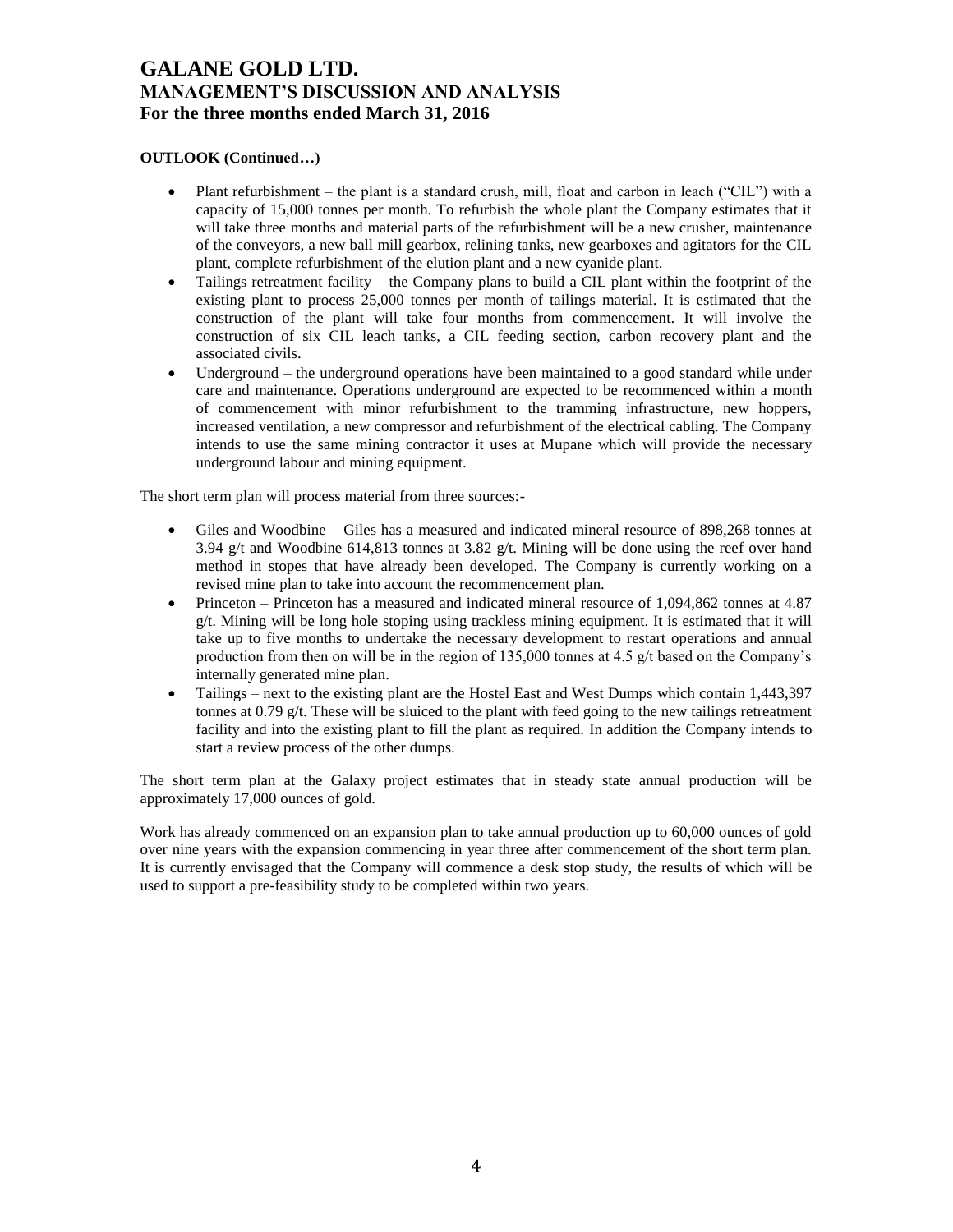**OUTLOOK (Continued…)**

- Plant refurbishment – the plant is a standard crush, mill, float and carbon in leach ("CIL") with a capacity of 15,000 tonnes per month. To refurbish the whole plant the Company estimates that it will take three months and material parts of the refurbishment will be a new crusher, maintenance of the conveyors, a new ball mill gearbox, relining tanks, new gearboxes and agitators for the CIL plant, complete refurbishment of the elution plant and a new cyanide plant.
- Tailings retreatment facility – the Company plans to build a CIL plant within the footprint of the existing plant to process 25,000 tonnes per month of tailings material. It is estimated that the construction of the plant will take four months from commencement. It will involve the construction of six CIL leach tanks, a CIL feeding section, carbon recovery plant and the associated civils.
- Underground – the underground operations have been maintained to a good standard while under care and maintenance. Operations underground are expected to be recommenced within a month of commencement with minor refurbishment to the tramming infrastructure, new hoppers, increased ventilation, a new compressor and refurbishment of the electrical cabling. The Company intends to use the same mining contractor it uses at Mupane which will provide the necessary underground labour and mining equipment.

The short term plan will process material from three sources:-

- Giles and Woodbine – Giles has a measured and indicated mineral resource of 898,268 tonnes at 3.94 g/t and Woodbine 614,813 tonnes at 3.82 g/t. Mining will be done using the reef over hand method in stopes that have already been developed. The Company is currently working on a revised mine plan to take into account the recommencement plan.
- Princeton – Princeton has a measured and indicated mineral resource of 1,094,862 tonnes at 4.87 g/t. Mining will be long hole stoping using trackless mining equipment. It is estimated that it will take up to five months to undertake the necessary development to restart operations and annual production from then on will be in the region of 135,000 tonnes at 4.5 g/t based on the Company's internally generated mine plan.
- Tailings – next to the existing plant are the Hostel East and West Dumps which contain 1,443,397 tonnes at 0.79 g/t. These will be sluiced to the plant with feed going to the new tailings retreatment facility and into the existing plant to fill the plant as required. In addition the Company intends to start a review process of the other dumps.

The short term plan at the Galaxy project estimates that in steady state annual production will be approximately 17,000 ounces of gold.

Work has already commenced on an expansion plan to take annual production up to 60,000 ounces of gold over nine years with the expansion commencing in year three after commencement of the short term plan. It is currently envisaged that the Company will commence a desk stop study, the results of which will be used to support a pre-feasibility study to be completed within two years.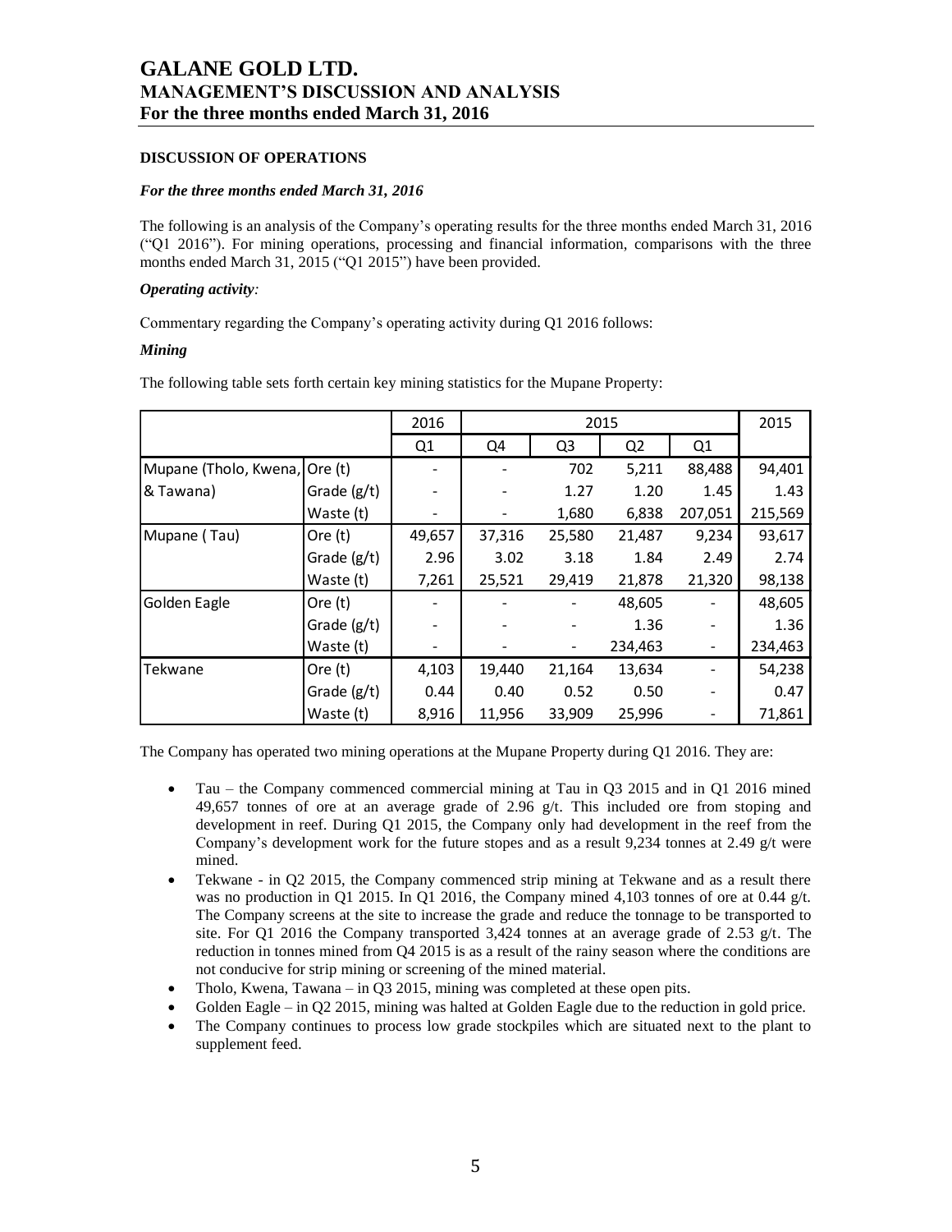## DISCUSSION OF OPERATIONS

### *For the three months ended March 31, 2016*

The following is an analysis of the Company's operating results for the three months ended March 31, 2016 ("Q1 2016"). For mining operations, processing and financial information, comparisons with the three months ended March 31, 2015 ("Q1 2015") have been provided.

***Operating activity:***

Commentary regarding the Company's operating activity during Q1 2016 follows:

***Mining***

The following table sets forth certain key mining statistics for the Mupane Property:

| | | 2016 | 2015 | | | | 2015 |
|---|---|---|---|---|---|---|---|
| | | Q1 | Q4 | Q3 | Q2 | Q1 | |
| Mupane (Tholo, Kwena, | Ore (t) | - | - | 702 | 5,211 | 88,488 | 94,401 |
| & Tawana) | Grade (g/t) | - | - | 1.27 | 1.20 | 1.45 | 1.43 |
| | Waste (t) | - | - | 1,680 | 6,838 | 207,051 | 215,569 |
| Mupane ( Tau) | Ore (t) | 49,657 | 37,316 | 25,580 | 21,487 | 9,234 | 93,617 |
| | Grade (g/t) | 2.96 | 3.02 | 3.18 | 1.84 | 2.49 | 2.74 |
| | Waste (t) | 7,261 | 25,521 | 29,419 | 21,878 | 21,320 | 98,138 |
| Golden Eagle | Ore (t) | - | - | - | 48,605 | - | 48,605 |
| | Grade (g/t) | - | - | - | 1.36 | - | 1.36 |
| | Waste (t) | - | - | - | 234,463 | - | 234,463 |
| Tekwane | Ore (t) | 4,103 | 19,440 | 21,164 | 13,634 | - | 54,238 |
| | Grade (g/t) | 0.44 | 0.40 | 0.52 | 0.50 | - | 0.47 |
| | Waste (t) | 8,916 | 11,956 | 33,909 | 25,996 | - | 71,861 |

The Company has operated two mining operations at the Mupane Property during Q1 2016. They are:

- Tau – the Company commenced commercial mining at Tau in Q3 2015 and in Q1 2016 mined 49,657 tonnes of ore at an average grade of 2.96 g/t. This included ore from stoping and development in reef. During Q1 2015, the Company only had development in the reef from the Company's development work for the future stopes and as a result 9,234 tonnes at 2.49 g/t were mined.
- Tekwane - in Q2 2015, the Company commenced strip mining at Tekwane and as a result there was no production in Q1 2015. In Q1 2016, the Company mined 4,103 tonnes of ore at 0.44 g/t. The Company screens at the site to increase the grade and reduce the tonnage to be transported to site. For Q1 2016 the Company transported 3,424 tonnes at an average grade of 2.53 g/t. The reduction in tonnes mined from Q4 2015 is as a result of the rainy season where the conditions are not conducive for strip mining or screening of the mined material.
- Tholo, Kwena, Tawana – in Q3 2015, mining was completed at these open pits.
- Golden Eagle – in Q2 2015, mining was halted at Golden Eagle due to the reduction in gold price.
- The Company continues to process low grade stockpiles which are situated next to the plant to supplement feed.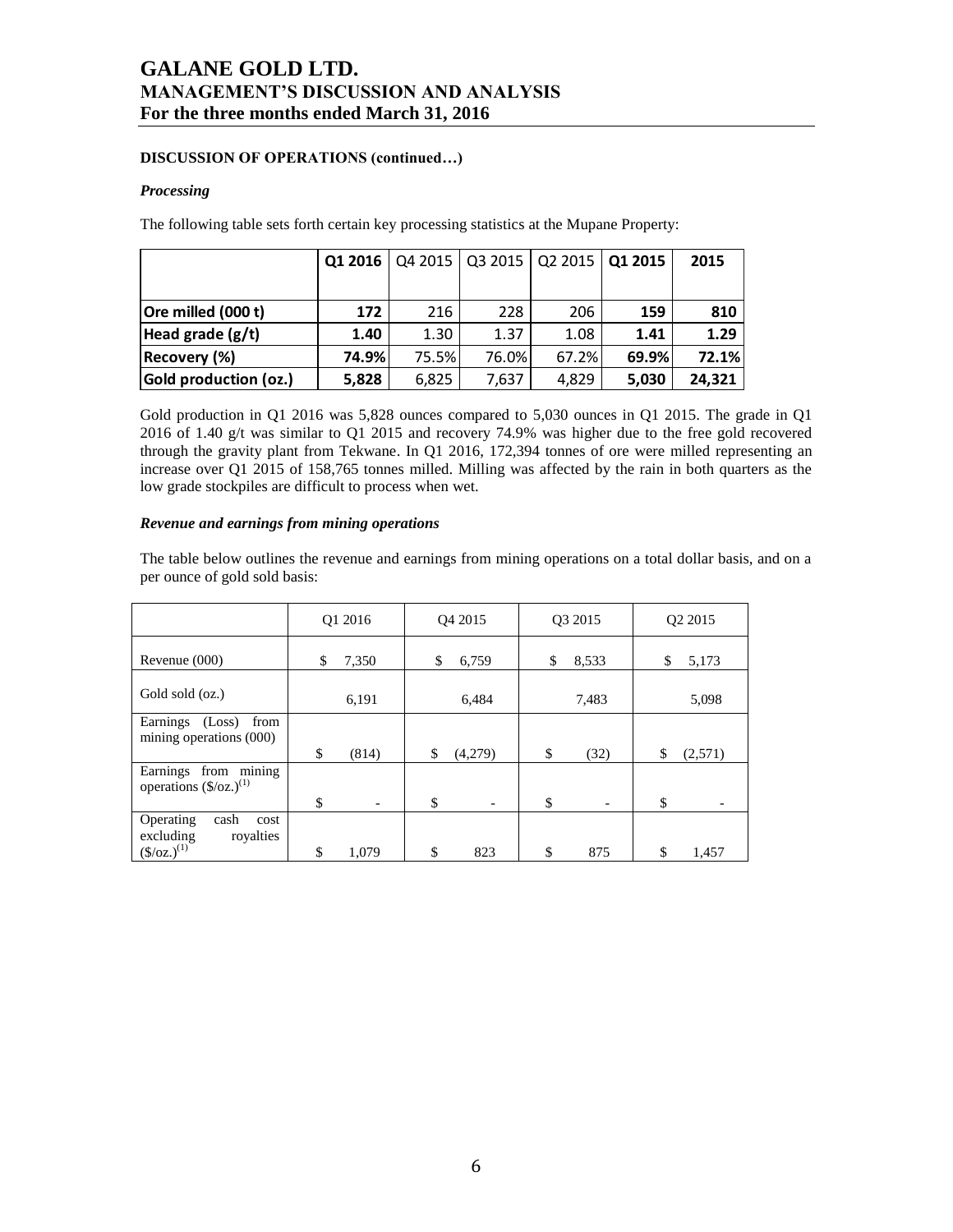### DISCUSSION OF OPERATIONS (continued…)

#### *Processing*

The following table sets forth certain key processing statistics at the Mupane Property:

| | **Q1 2016** | Q4 2015 | Q3 2015 | Q2 2015 | **Q1 2015** | **2015** |
|---|---|---|---|---|---|---|
| **Ore milled (000 t)** | **172** | 216 | 228 | 206 | **159** | **810** |
| **Head grade (g/t)** | **1.40** | 1.30 | 1.37 | 1.08 | **1.41** | **1.29** |
| **Recovery (%)** | **74.9%** | 75.5% | 76.0% | 67.2% | **69.9%** | **72.1%** |
| **Gold production (oz.)** | **5,828** | 6,825 | 7,637 | 4,829 | **5,030** | **24,321** |

Gold production in Q1 2016 was 5,828 ounces compared to 5,030 ounces in Q1 2015. The grade in Q1 2016 of 1.40 g/t was similar to Q1 2015 and recovery 74.9% was higher due to the free gold recovered through the gravity plant from Tekwane. In Q1 2016, 172,394 tonnes of ore were milled representing an increase over Q1 2015 of 158,765 tonnes milled. Milling was affected by the rain in both quarters as the low grade stockpiles are difficult to process when wet.

#### *Revenue and earnings from mining operations*

The table below outlines the revenue and earnings from mining operations on a total dollar basis, and on a per ounce of gold sold basis:

| | Q1 2016 | Q4 2015 | Q3 2015 | Q2 2015 |
|---|---|---|---|---|
| Revenue (000) | $ 7,350 | $ 6,759 | $ 8,533 | $ 5,173 |
| Gold sold (oz.) | 6,191 | 6,484 | 7,483 | 5,098 |
| Earnings (Loss) from mining operations (000) | $ (814) | $ (4,279) | $ (32) | $ (2,571) |
| Earnings from mining operations ($/oz.)[1] | $ - | $ - | $ - | $ - |
| Operating cash cost excluding royalties ($/oz.)[1] | $ 1,079 | $ 823 | $ 875 | $ 1,457 |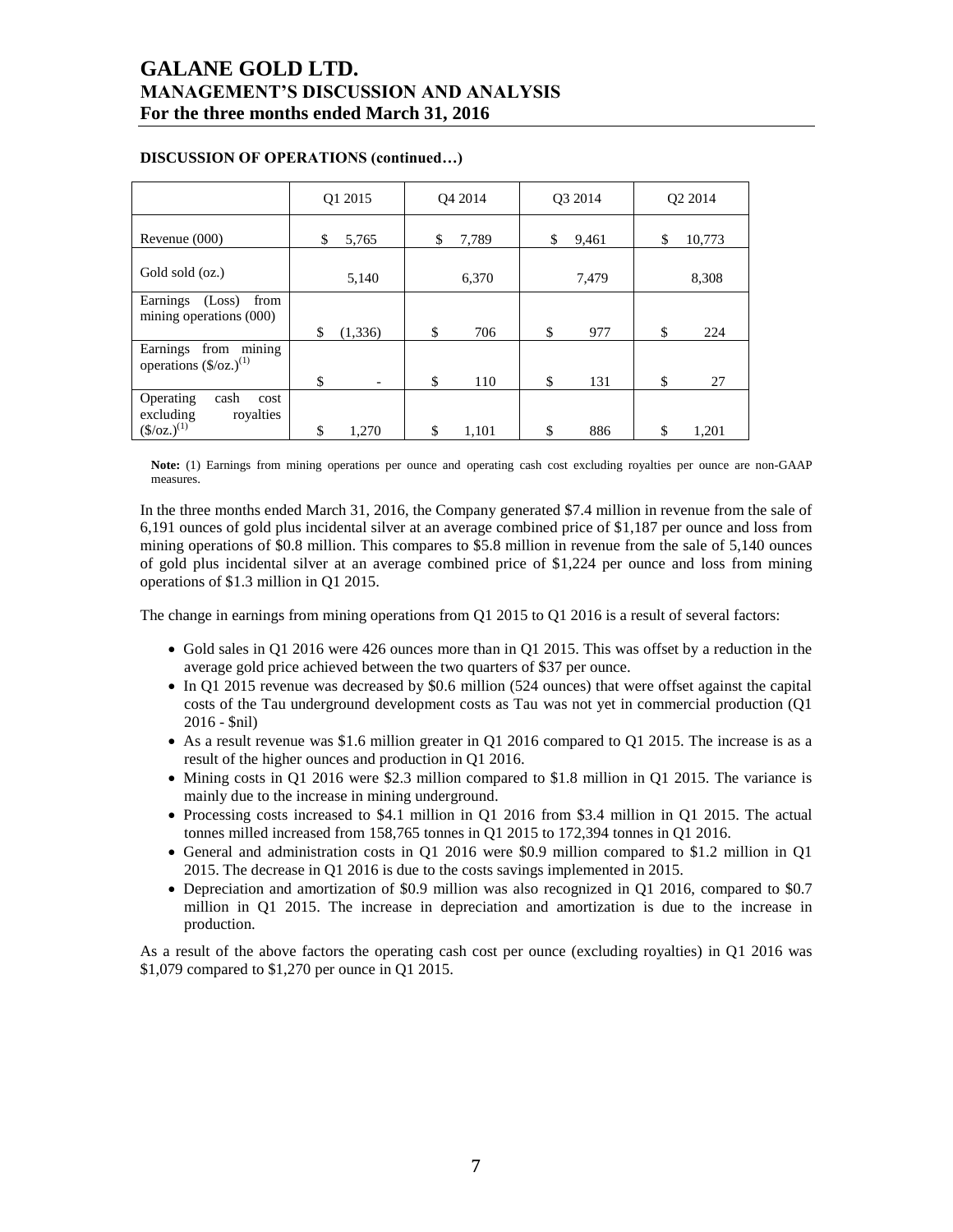**DISCUSSION OF OPERATIONS (continued…)**

| | Q1 2015 | Q4 2014 | Q3 2014 | Q2 2014 |
|---|---|---|---|---|
| Revenue (000) | $ 5,765 | $ 7,789 | $ 9,461 | $ 10,773 |
| Gold sold (oz.) | 5,140 | 6,370 | 7,479 | 8,308 |
| Earnings (Loss) from mining operations (000) | $ (1,336) | $ 706 | $ 977 | $ 224 |
| Earnings from mining operations ($/oz.)(1) | $ - | $ 110 | $ 131 | $ 27 |
| Operating cash cost excluding royalties ($/oz.)(1) | $ 1,270 | $ 1,101 | $ 886 | $ 1,201 |

**Note:** (1) Earnings from mining operations per ounce and operating cash cost excluding royalties per ounce are non-GAAP measures.

In the three months ended March 31, 2016, the Company generated $7.4 million in revenue from the sale of 6,191 ounces of gold plus incidental silver at an average combined price of $1,187 per ounce and loss from mining operations of $0.8 million. This compares to $5.8 million in revenue from the sale of 5,140 ounces of gold plus incidental silver at an average combined price of $1,224 per ounce and loss from mining operations of $1.3 million in Q1 2015.

The change in earnings from mining operations from Q1 2015 to Q1 2016 is a result of several factors:

- Gold sales in Q1 2016 were 426 ounces more than in Q1 2015. This was offset by a reduction in the average gold price achieved between the two quarters of $37 per ounce.
- In Q1 2015 revenue was decreased by $0.6 million (524 ounces) that were offset against the capital costs of the Tau underground development costs as Tau was not yet in commercial production (Q1 2016 - $nil)
- As a result revenue was $1.6 million greater in Q1 2016 compared to Q1 2015. The increase is as a result of the higher ounces and production in Q1 2016.
- Mining costs in Q1 2016 were $2.3 million compared to $1.8 million in Q1 2015. The variance is mainly due to the increase in mining underground.
- Processing costs increased to $4.1 million in Q1 2016 from $3.4 million in Q1 2015. The actual tonnes milled increased from 158,765 tonnes in Q1 2015 to 172,394 tonnes in Q1 2016.
- General and administration costs in Q1 2016 were $0.9 million compared to $1.2 million in Q1 2015. The decrease in Q1 2016 is due to the costs savings implemented in 2015.
- Depreciation and amortization of $0.9 million was also recognized in Q1 2016, compared to $0.7 million in Q1 2015. The increase in depreciation and amortization is due to the increase in production.

As a result of the above factors the operating cash cost per ounce (excluding royalties) in Q1 2016 was $1,079 compared to $1,270 per ounce in Q1 2015.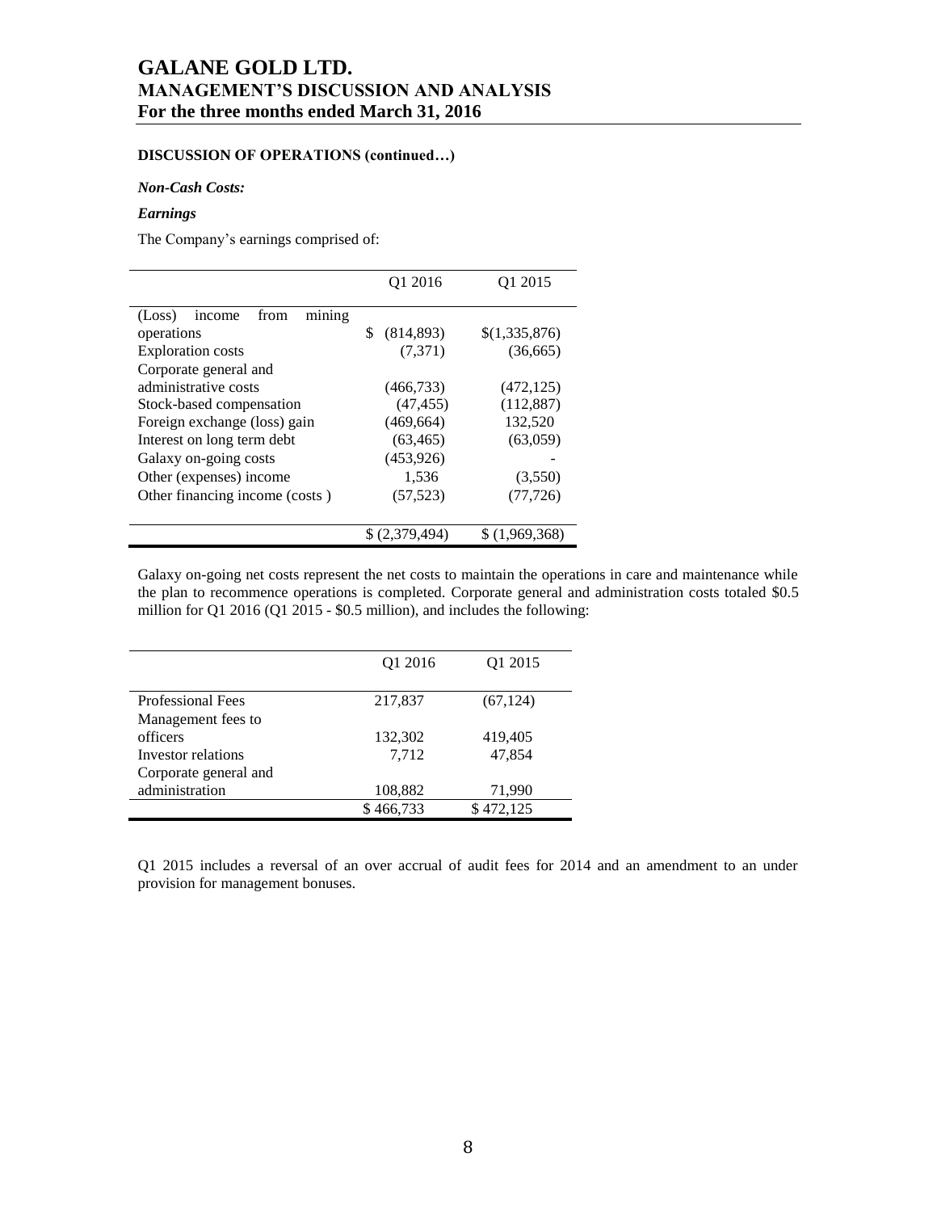### DISCUSSION OF OPERATIONS (continued…)

***Non-Cash Costs:***

***Earnings***

The Company's earnings comprised of:

| | Q1 2016 | Q1 2015 |
|---|---|---|
| (Loss) income from mining operations | $ (814,893) | $(1,335,876) |
| Exploration costs | (7,371) | (36,665) |
| Corporate general and administrative costs | (466,733) | (472,125) |
| Stock-based compensation | (47,455) | (112,887) |
| Foreign exchange (loss) gain | (469,664) | 132,520 |
| Interest on long term debt | (63,465) | (63,059) |
| Galaxy on-going costs | (453,926) | - |
| Other (expenses) income | 1,536 | (3,550) |
| Other financing income (costs ) | (57,523) | (77,726) |
| | $ (2,379,494) | $ (1,969,368) |

Galaxy on-going net costs represent the net costs to maintain the operations in care and maintenance while the plan to recommence operations is completed. Corporate general and administration costs totaled $0.5 million for Q1 2016 (Q1 2015 - $0.5 million), and includes the following:

| | Q1 2016 | Q1 2015 |
|---|---|---|
| Professional Fees | 217,837 | (67,124) |
| Management fees to officers | 132,302 | 419,405 |
| Investor relations | 7,712 | 47,854 |
| Corporate general and administration | 108,882 | 71,990 |
| | $ 466,733 | $ 472,125 |

Q1 2015 includes a reversal of an over accrual of audit fees for 2014 and an amendment to an under provision for management bonuses.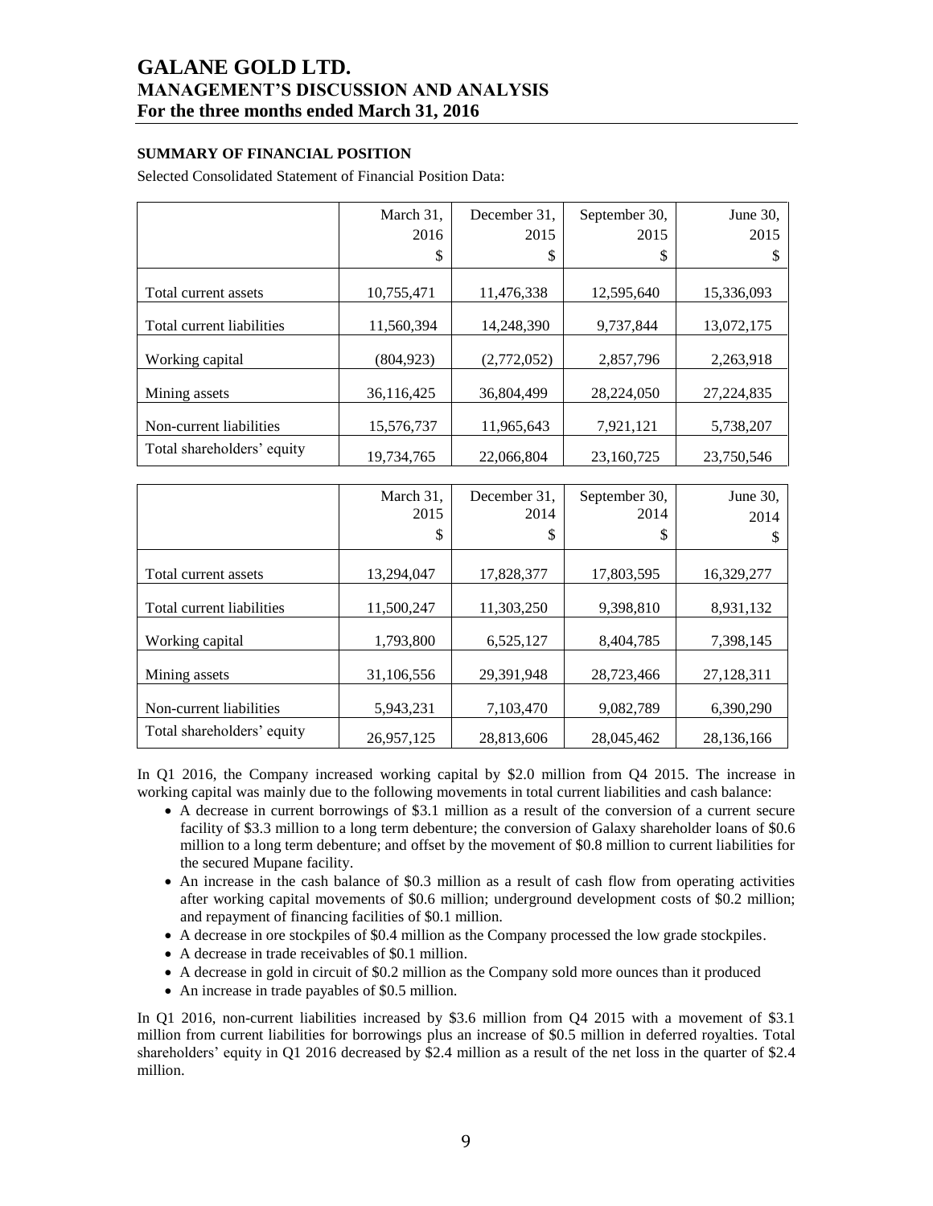## SUMMARY OF FINANCIAL POSITION

Selected Consolidated Statement of Financial Position Data:

| | March 31, 2016 $ | December 31, 2015 $ | September 30, 2015 $ | June 30, 2015 $ |
|---|---|---|---|---|
| Total current assets | 10,755,471 | 11,476,338 | 12,595,640 | 15,336,093 |
| Total current liabilities | 11,560,394 | 14,248,390 | 9,737,844 | 13,072,175 |
| Working capital | (804,923) | (2,772,052) | 2,857,796 | 2,263,918 |
| Mining assets | 36,116,425 | 36,804,499 | 28,224,050 | 27,224,835 |
| Non-current liabilities | 15,576,737 | 11,965,643 | 7,921,121 | 5,738,207 |
| Total shareholders' equity | 19,734,765 | 22,066,804 | 23,160,725 | 23,750,546 |

| | March 31, 2015 $ | December 31, 2014 $ | September 30, 2014 $ | June 30, 2014 $ |
|---|---|---|---|---|
| Total current assets | 13,294,047 | 17,828,377 | 17,803,595 | 16,329,277 |
| Total current liabilities | 11,500,247 | 11,303,250 | 9,398,810 | 8,931,132 |
| Working capital | 1,793,800 | 6,525,127 | 8,404,785 | 7,398,145 |
| Mining assets | 31,106,556 | 29,391,948 | 28,723,466 | 27,128,311 |
| Non-current liabilities | 5,943,231 | 7,103,470 | 9,082,789 | 6,390,290 |
| Total shareholders' equity | 26,957,125 | 28,813,606 | 28,045,462 | 28,136,166 |

In Q1 2016, the Company increased working capital by $2.0 million from Q4 2015. The increase in working capital was mainly due to the following movements in total current liabilities and cash balance:

- A decrease in current borrowings of $3.1 million as a result of the conversion of a current secure facility of $3.3 million to a long term debenture; the conversion of Galaxy shareholder loans of $0.6 million to a long term debenture; and offset by the movement of $0.8 million to current liabilities for the secured Mupane facility.
- An increase in the cash balance of $0.3 million as a result of cash flow from operating activities after working capital movements of $0.6 million; underground development costs of $0.2 million; and repayment of financing facilities of $0.1 million.
- A decrease in ore stockpiles of $0.4 million as the Company processed the low grade stockpiles.
- A decrease in trade receivables of $0.1 million.
- A decrease in gold in circuit of $0.2 million as the Company sold more ounces than it produced
- An increase in trade payables of $0.5 million.

In Q1 2016, non-current liabilities increased by $3.6 million from Q4 2015 with a movement of $3.1 million from current liabilities for borrowings plus an increase of $0.5 million in deferred royalties. Total shareholders' equity in Q1 2016 decreased by $2.4 million as a result of the net loss in the quarter of $2.4 million.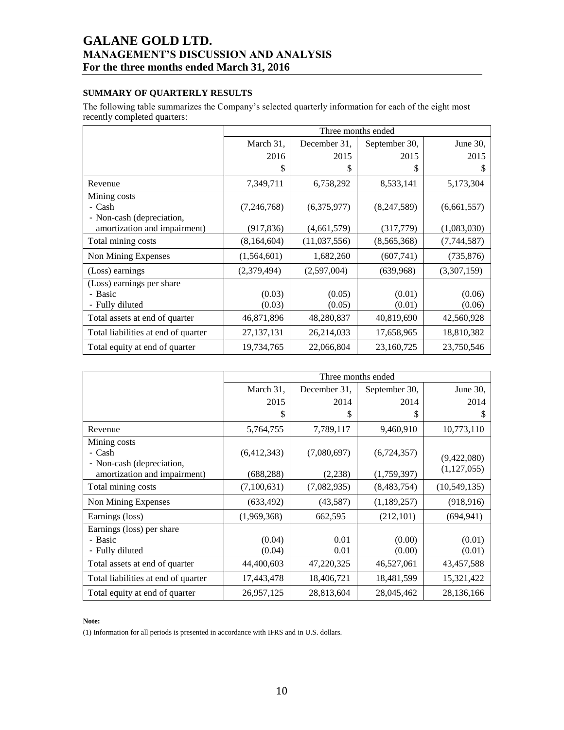## SUMMARY OF QUARTERLY RESULTS

The following table summarizes the Company's selected quarterly information for each of the eight most recently completed quarters:

| | Three months ended | | | |
|---|---|---|---|---|
| | March 31, 2016 $ | December 31, 2015 $ | September 30, 2015 $ | June 30, 2015 $ |
| Revenue | 7,349,711 | 6,758,292 | 8,533,141 | 5,173,304 |
| Mining costs<br>- Cash<br>- Non-cash (depreciation, amortization and impairment) | (7,246,768)<br>(917,836) | (6,375,977)<br>(4,661,579) | (8,247,589)<br>(317,779) | (6,661,557)<br>(1,083,030) |
| Total mining costs | (8,164,604) | (11,037,556) | (8,565,368) | (7,744,587) |
| Non Mining Expenses | (1,564,601) | 1,682,260 | (607,741) | (735,876) |
| (Loss) earnings | (2,379,494) | (2,597,004) | (639,968) | (3,307,159) |
| (Loss) earnings per share<br>- Basic<br>- Fully diluted | (0.03)<br>(0.03) | (0.05)<br>(0.05) | (0.01)<br>(0.01) | (0.06)<br>(0.06) |
| Total assets at end of quarter | 46,871,896 | 48,280,837 | 40,819,690 | 42,560,928 |
| Total liabilities at end of quarter | 27,137,131 | 26,214,033 | 17,658,965 | 18,810,382 |
| Total equity at end of quarter | 19,734,765 | 22,066,804 | 23,160,725 | 23,750,546 |

| | Three months ended | | | |
|---|---|---|---|---|
| | March 31, 2015 $ | December 31, 2014 $ | September 30, 2014 $ | June 30, 2014 $ |
| Revenue | 5,764,755 | 7,789,117 | 9,460,910 | 10,773,110 |
| Mining costs<br>- Cash<br>- Non-cash (depreciation, amortization and impairment) | (6,412,343)<br>(688,288) | (7,080,697)<br>(2,238) | (6,724,357)<br>(1,759,397) | (9,422,080)<br>(1,127,055) |
| Total mining costs | (7,100,631) | (7,082,935) | (8,483,754) | (10,549,135) |
| Non Mining Expenses | (633,492) | (43,587) | (1,189,257) | (918,916) |
| Earnings (loss) | (1,969,368) | 662,595 | (212,101) | (694,941) |
| Earnings (loss) per share<br>- Basic<br>- Fully diluted | (0.04)<br>(0.04) | 0.01<br>0.01 | (0.00)<br>(0.00) | (0.01)<br>(0.01) |
| Total assets at end of quarter | 44,400,603 | 47,220,325 | 46,527,061 | 43,457,588 |
| Total liabilities at end of quarter | 17,443,478 | 18,406,721 | 18,481,599 | 15,321,422 |
| Total equity at end of quarter | 26,957,125 | 28,813,604 | 28,045,462 | 28,136,166 |

**Note:**

(1) Information for all periods is presented in accordance with IFRS and in U.S. dollars.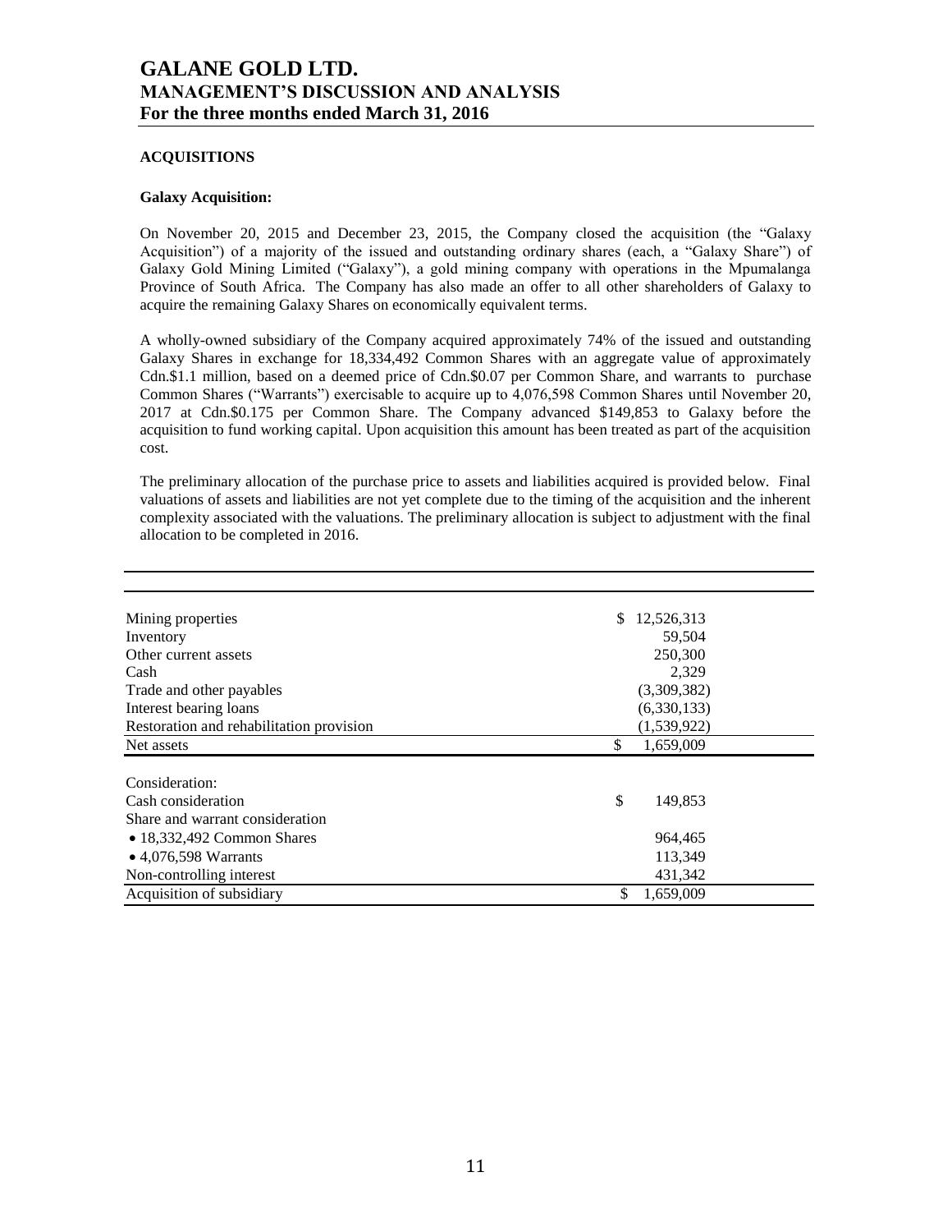## ACQUISITIONS

**Galaxy Acquisition:**

On November 20, 2015 and December 23, 2015, the Company closed the acquisition (the "Galaxy Acquisition") of a majority of the issued and outstanding ordinary shares (each, a "Galaxy Share") of Galaxy Gold Mining Limited ("Galaxy"), a gold mining company with operations in the Mpumalanga Province of South Africa. The Company has also made an offer to all other shareholders of Galaxy to acquire the remaining Galaxy Shares on economically equivalent terms.

A wholly-owned subsidiary of the Company acquired approximately 74% of the issued and outstanding Galaxy Shares in exchange for 18,334,492 Common Shares with an aggregate value of approximately Cdn.$1.1 million, based on a deemed price of Cdn.$0.07 per Common Share, and warrants to purchase Common Shares ("Warrants") exercisable to acquire up to 4,076,598 Common Shares until November 20, 2017 at Cdn.$0.175 per Common Share. The Company advanced $149,853 to Galaxy before the acquisition to fund working capital. Upon acquisition this amount has been treated as part of the acquisition cost.

The preliminary allocation of the purchase price to assets and liabilities acquired is provided below. Final valuations of assets and liabilities are not yet complete due to the timing of the acquisition and the inherent complexity associated with the valuations. The preliminary allocation is subject to adjustment with the final allocation to be completed in 2016.

| | |
|---|---|
| Mining properties | $ 12,526,313 |
| Inventory | 59,504 |
| Other current assets | 250,300 |
| Cash | 2,329 |
| Trade and other payables | (3,309,382) |
| Interest bearing loans | (6,330,133) |
| Restoration and rehabilitation provision | (1,539,922) |
| Net assets | $ 1,659,009 |
| | |
| Consideration: | |
| Cash consideration | $ 149,853 |
| Share and warrant consideration | |
| • 18,332,492 Common Shares | 964,465 |
| • 4,076,598 Warrants | 113,349 |
| Non-controlling interest | 431,342 |
| Acquisition of subsidiary | $ 1,659,009 |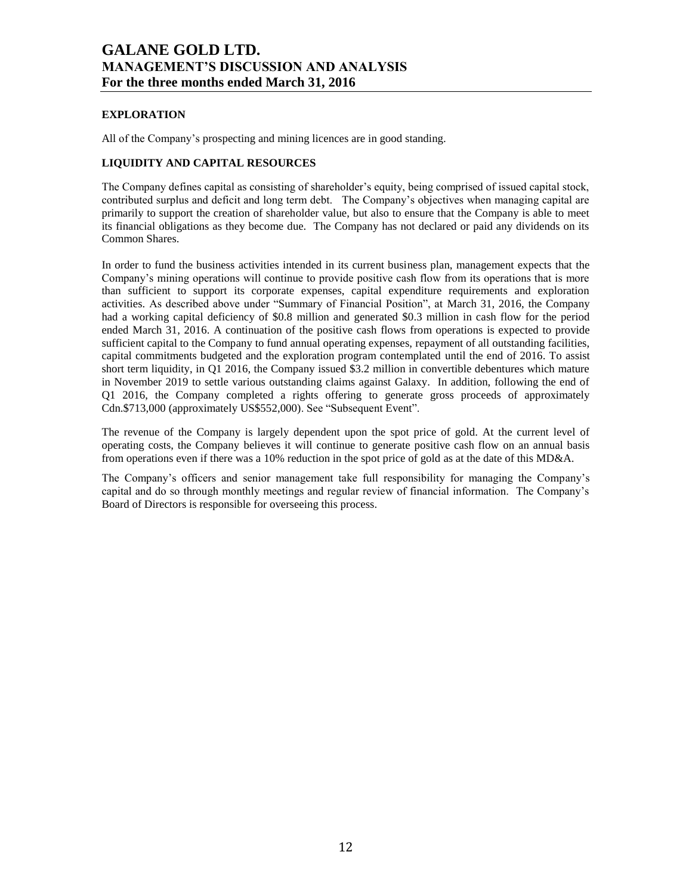## EXPLORATION

All of the Company's prospecting and mining licences are in good standing.

## LIQUIDITY AND CAPITAL RESOURCES

The Company defines capital as consisting of shareholder's equity, being comprised of issued capital stock, contributed surplus and deficit and long term debt. The Company's objectives when managing capital are primarily to support the creation of shareholder value, but also to ensure that the Company is able to meet its financial obligations as they become due. The Company has not declared or paid any dividends on its Common Shares.

In order to fund the business activities intended in its current business plan, management expects that the Company's mining operations will continue to provide positive cash flow from its operations that is more than sufficient to support its corporate expenses, capital expenditure requirements and exploration activities. As described above under "Summary of Financial Position", at March 31, 2016, the Company had a working capital deficiency of $0.8 million and generated $0.3 million in cash flow for the period ended March 31, 2016. A continuation of the positive cash flows from operations is expected to provide sufficient capital to the Company to fund annual operating expenses, repayment of all outstanding facilities, capital commitments budgeted and the exploration program contemplated until the end of 2016. To assist short term liquidity, in Q1 2016, the Company issued $3.2 million in convertible debentures which mature in November 2019 to settle various outstanding claims against Galaxy. In addition, following the end of Q1 2016, the Company completed a rights offering to generate gross proceeds of approximately Cdn.$713,000 (approximately US$552,000). See "Subsequent Event".

The revenue of the Company is largely dependent upon the spot price of gold. At the current level of operating costs, the Company believes it will continue to generate positive cash flow on an annual basis from operations even if there was a 10% reduction in the spot price of gold as at the date of this MD&A.

The Company's officers and senior management take full responsibility for managing the Company's capital and do so through monthly meetings and regular review of financial information. The Company's Board of Directors is responsible for overseeing this process.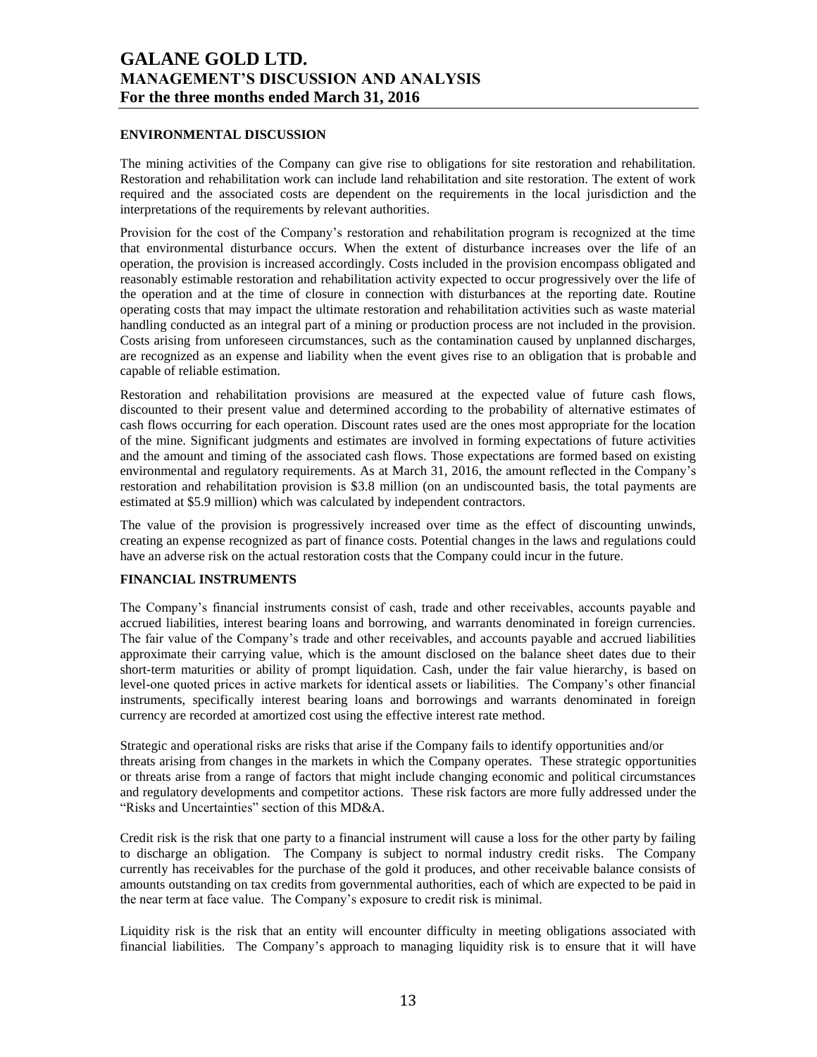### ENVIRONMENTAL DISCUSSION

The mining activities of the Company can give rise to obligations for site restoration and rehabilitation. Restoration and rehabilitation work can include land rehabilitation and site restoration. The extent of work required and the associated costs are dependent on the requirements in the local jurisdiction and the interpretations of the requirements by relevant authorities.

Provision for the cost of the Company's restoration and rehabilitation program is recognized at the time that environmental disturbance occurs. When the extent of disturbance increases over the life of an operation, the provision is increased accordingly. Costs included in the provision encompass obligated and reasonably estimable restoration and rehabilitation activity expected to occur progressively over the life of the operation and at the time of closure in connection with disturbances at the reporting date. Routine operating costs that may impact the ultimate restoration and rehabilitation activities such as waste material handling conducted as an integral part of a mining or production process are not included in the provision. Costs arising from unforeseen circumstances, such as the contamination caused by unplanned discharges, are recognized as an expense and liability when the event gives rise to an obligation that is probable and capable of reliable estimation.

Restoration and rehabilitation provisions are measured at the expected value of future cash flows, discounted to their present value and determined according to the probability of alternative estimates of cash flows occurring for each operation. Discount rates used are the ones most appropriate for the location of the mine. Significant judgments and estimates are involved in forming expectations of future activities and the amount and timing of the associated cash flows. Those expectations are formed based on existing environmental and regulatory requirements. As at March 31, 2016, the amount reflected in the Company's restoration and rehabilitation provision is \$3.8 million (on an undiscounted basis, the total payments are estimated at \$5.9 million) which was calculated by independent contractors.

The value of the provision is progressively increased over time as the effect of discounting unwinds, creating an expense recognized as part of finance costs. Potential changes in the laws and regulations could have an adverse risk on the actual restoration costs that the Company could incur in the future.

### FINANCIAL INSTRUMENTS

The Company's financial instruments consist of cash, trade and other receivables, accounts payable and accrued liabilities, interest bearing loans and borrowing, and warrants denominated in foreign currencies. The fair value of the Company's trade and other receivables, and accounts payable and accrued liabilities approximate their carrying value, which is the amount disclosed on the balance sheet dates due to their short-term maturities or ability of prompt liquidation. Cash, under the fair value hierarchy, is based on level-one quoted prices in active markets for identical assets or liabilities. The Company's other financial instruments, specifically interest bearing loans and borrowings and warrants denominated in foreign currency are recorded at amortized cost using the effective interest rate method.

Strategic and operational risks are risks that arise if the Company fails to identify opportunities and/or threats arising from changes in the markets in which the Company operates. These strategic opportunities or threats arise from a range of factors that might include changing economic and political circumstances and regulatory developments and competitor actions. These risk factors are more fully addressed under the "Risks and Uncertainties" section of this MD&A.

Credit risk is the risk that one party to a financial instrument will cause a loss for the other party by failing to discharge an obligation. The Company is subject to normal industry credit risks. The Company currently has receivables for the purchase of the gold it produces, and other receivable balance consists of amounts outstanding on tax credits from governmental authorities, each of which are expected to be paid in the near term at face value. The Company's exposure to credit risk is minimal.

Liquidity risk is the risk that an entity will encounter difficulty in meeting obligations associated with financial liabilities. The Company's approach to managing liquidity risk is to ensure that it will have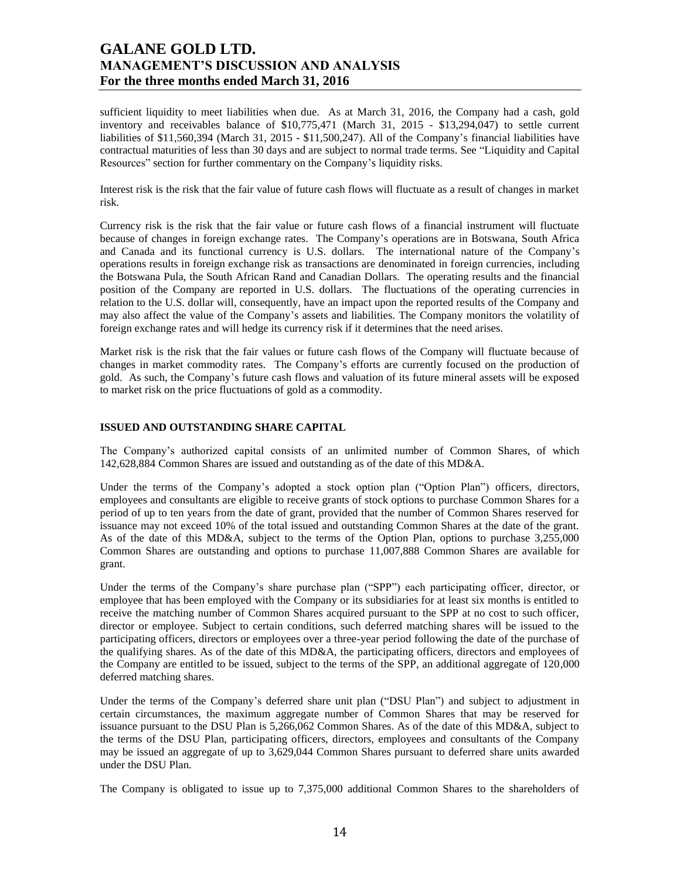sufficient liquidity to meet liabilities when due. As at March 31, 2016, the Company had a cash, gold inventory and receivables balance of $10,775,471 (March 31, 2015 - $13,294,047) to settle current liabilities of $11,560,394 (March 31, 2015 - $11,500,247). All of the Company's financial liabilities have contractual maturities of less than 30 days and are subject to normal trade terms. See "Liquidity and Capital Resources" section for further commentary on the Company's liquidity risks.

Interest risk is the risk that the fair value of future cash flows will fluctuate as a result of changes in market risk.

Currency risk is the risk that the fair value or future cash flows of a financial instrument will fluctuate because of changes in foreign exchange rates. The Company's operations are in Botswana, South Africa and Canada and its functional currency is U.S. dollars. The international nature of the Company's operations results in foreign exchange risk as transactions are denominated in foreign currencies, including the Botswana Pula, the South African Rand and Canadian Dollars. The operating results and the financial position of the Company are reported in U.S. dollars. The fluctuations of the operating currencies in relation to the U.S. dollar will, consequently, have an impact upon the reported results of the Company and may also affect the value of the Company's assets and liabilities. The Company monitors the volatility of foreign exchange rates and will hedge its currency risk if it determines that the need arises.

Market risk is the risk that the fair values or future cash flows of the Company will fluctuate because of changes in market commodity rates. The Company's efforts are currently focused on the production of gold. As such, the Company's future cash flows and valuation of its future mineral assets will be exposed to market risk on the price fluctuations of gold as a commodity.

## ISSUED AND OUTSTANDING SHARE CAPITAL

The Company's authorized capital consists of an unlimited number of Common Shares, of which 142,628,884 Common Shares are issued and outstanding as of the date of this MD&A.

Under the terms of the Company's adopted a stock option plan ("Option Plan") officers, directors, employees and consultants are eligible to receive grants of stock options to purchase Common Shares for a period of up to ten years from the date of grant, provided that the number of Common Shares reserved for issuance may not exceed 10% of the total issued and outstanding Common Shares at the date of the grant. As of the date of this MD&A, subject to the terms of the Option Plan, options to purchase 3,255,000 Common Shares are outstanding and options to purchase 11,007,888 Common Shares are available for grant.

Under the terms of the Company's share purchase plan ("SPP") each participating officer, director, or employee that has been employed with the Company or its subsidiaries for at least six months is entitled to receive the matching number of Common Shares acquired pursuant to the SPP at no cost to such officer, director or employee. Subject to certain conditions, such deferred matching shares will be issued to the participating officers, directors or employees over a three-year period following the date of the purchase of the qualifying shares. As of the date of this MD&A, the participating officers, directors and employees of the Company are entitled to be issued, subject to the terms of the SPP, an additional aggregate of 120,000 deferred matching shares.

Under the terms of the Company's deferred share unit plan ("DSU Plan") and subject to adjustment in certain circumstances, the maximum aggregate number of Common Shares that may be reserved for issuance pursuant to the DSU Plan is 5,266,062 Common Shares. As of the date of this MD&A, subject to the terms of the DSU Plan, participating officers, directors, employees and consultants of the Company may be issued an aggregate of up to 3,629,044 Common Shares pursuant to deferred share units awarded under the DSU Plan.

The Company is obligated to issue up to 7,375,000 additional Common Shares to the shareholders of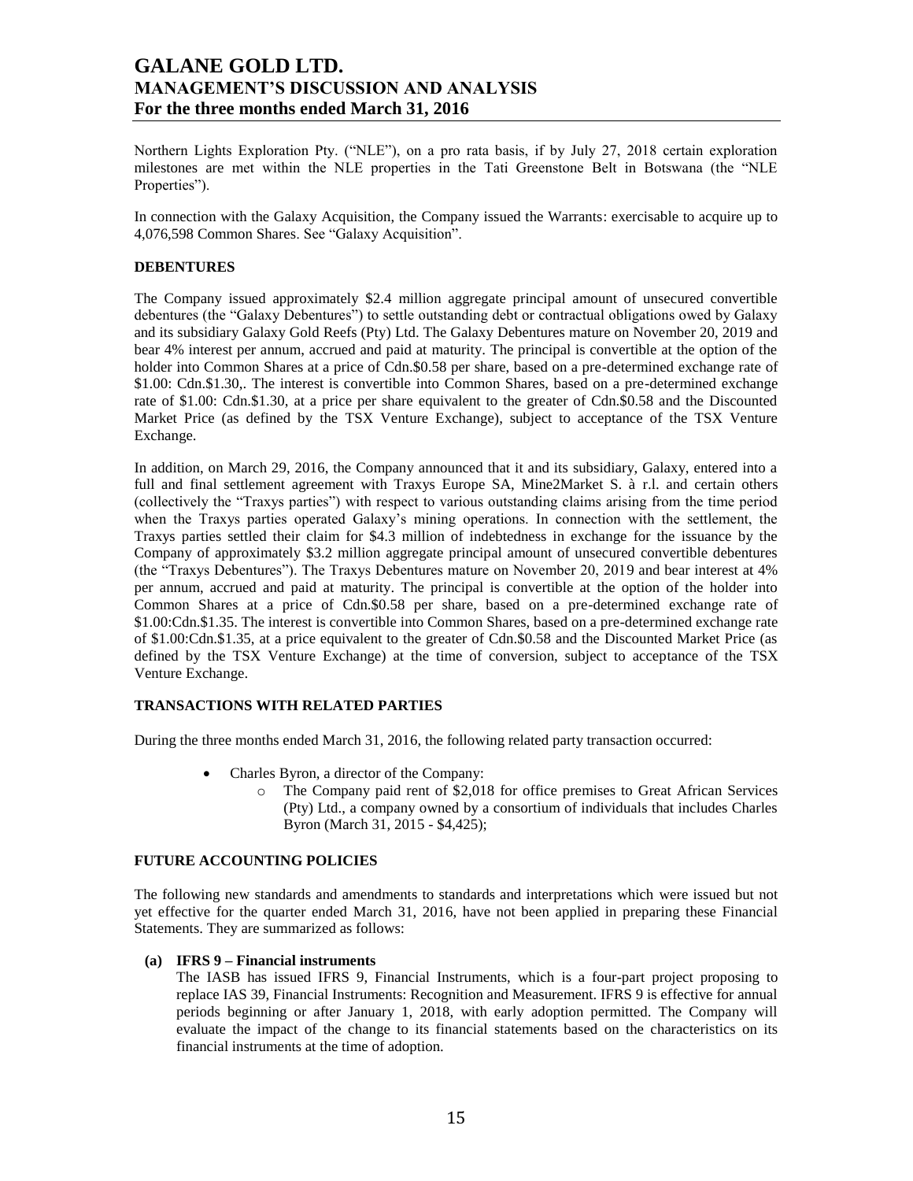Northern Lights Exploration Pty. ("NLE"), on a pro rata basis, if by July 27, 2018 certain exploration milestones are met within the NLE properties in the Tati Greenstone Belt in Botswana (the "NLE Properties").

In connection with the Galaxy Acquisition, the Company issued the Warrants: exercisable to acquire up to 4,076,598 Common Shares. See "Galaxy Acquisition".

## DEBENTURES

The Company issued approximately $2.4 million aggregate principal amount of unsecured convertible debentures (the "Galaxy Debentures") to settle outstanding debt or contractual obligations owed by Galaxy and its subsidiary Galaxy Gold Reefs (Pty) Ltd. The Galaxy Debentures mature on November 20, 2019 and bear 4% interest per annum, accrued and paid at maturity. The principal is convertible at the option of the holder into Common Shares at a price of Cdn.$0.58 per share, based on a pre-determined exchange rate of $1.00: Cdn.$1.30,. The interest is convertible into Common Shares, based on a pre-determined exchange rate of $1.00: Cdn.$1.30, at a price per share equivalent to the greater of Cdn.$0.58 and the Discounted Market Price (as defined by the TSX Venture Exchange), subject to acceptance of the TSX Venture Exchange.

In addition, on March 29, 2016, the Company announced that it and its subsidiary, Galaxy, entered into a full and final settlement agreement with Traxys Europe SA, Mine2Market S. à r.l. and certain others (collectively the "Traxys parties") with respect to various outstanding claims arising from the time period when the Traxys parties operated Galaxy's mining operations. In connection with the settlement, the Traxys parties settled their claim for $4.3 million of indebtedness in exchange for the issuance by the Company of approximately $3.2 million aggregate principal amount of unsecured convertible debentures (the "Traxys Debentures"). The Traxys Debentures mature on November 20, 2019 and bear interest at 4% per annum, accrued and paid at maturity. The principal is convertible at the option of the holder into Common Shares at a price of Cdn.$0.58 per share, based on a pre-determined exchange rate of $1.00:Cdn.$1.35. The interest is convertible into Common Shares, based on a pre-determined exchange rate of $1.00:Cdn.$1.35, at a price equivalent to the greater of Cdn.$0.58 and the Discounted Market Price (as defined by the TSX Venture Exchange) at the time of conversion, subject to acceptance of the TSX Venture Exchange.

## TRANSACTIONS WITH RELATED PARTIES

During the three months ended March 31, 2016, the following related party transaction occurred:

- Charles Byron, a director of the Company:
  - The Company paid rent of $2,018 for office premises to Great African Services (Pty) Ltd., a company owned by a consortium of individuals that includes Charles Byron (March 31, 2015 - $4,425);

## FUTURE ACCOUNTING POLICIES

The following new standards and amendments to standards and interpretations which were issued but not yet effective for the quarter ended March 31, 2016, have not been applied in preparing these Financial Statements. They are summarized as follows:

**(a) IFRS 9 – Financial instruments**

The IASB has issued IFRS 9, Financial Instruments, which is a four-part project proposing to replace IAS 39, Financial Instruments: Recognition and Measurement. IFRS 9 is effective for annual periods beginning or after January 1, 2018, with early adoption permitted. The Company will evaluate the impact of the change to its financial statements based on the characteristics on its financial instruments at the time of adoption.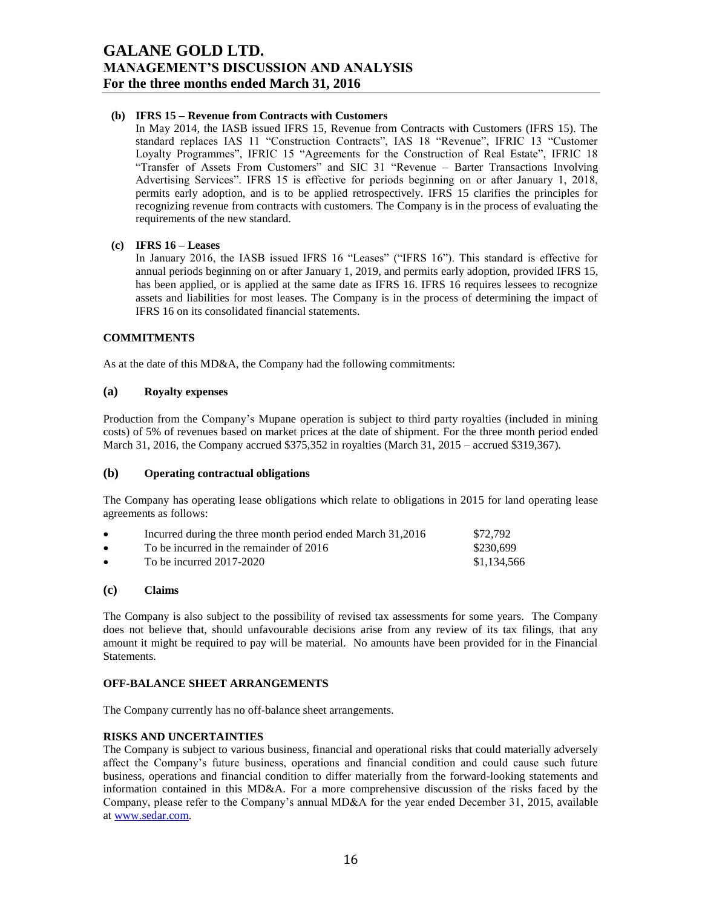**(b) IFRS 15 – Revenue from Contracts with Customers**

In May 2014, the IASB issued IFRS 15, Revenue from Contracts with Customers (IFRS 15). The standard replaces IAS 11 "Construction Contracts", IAS 18 "Revenue", IFRIC 13 "Customer Loyalty Programmes", IFRIC 15 "Agreements for the Construction of Real Estate", IFRIC 18 "Transfer of Assets From Customers" and SIC 31 "Revenue – Barter Transactions Involving Advertising Services". IFRS 15 is effective for periods beginning on or after January 1, 2018, permits early adoption, and is to be applied retrospectively. IFRS 15 clarifies the principles for recognizing revenue from contracts with customers. The Company is in the process of evaluating the requirements of the new standard.

**(c) IFRS 16 – Leases**

In January 2016, the IASB issued IFRS 16 "Leases" ("IFRS 16"). This standard is effective for annual periods beginning on or after January 1, 2019, and permits early adoption, provided IFRS 15, has been applied, or is applied at the same date as IFRS 16. IFRS 16 requires lessees to recognize assets and liabilities for most leases. The Company is in the process of determining the impact of IFRS 16 on its consolidated financial statements.

## COMMITMENTS

As at the date of this MD&A, the Company had the following commitments:

### (a) Royalty expenses

Production from the Company's Mupane operation is subject to third party royalties (included in mining costs) of 5% of revenues based on market prices at the date of shipment. For the three month period ended March 31, 2016, the Company accrued $375,352 in royalties (March 31, 2015 – accrued $319,367).

### (b) Operating contractual obligations

The Company has operating lease obligations which relate to obligations in 2015 for land operating lease agreements as follows:

- Incurred during the three month period ended March 31,2016 — $72,792
- To be incurred in the remainder of 2016 — $230,699
- To be incurred 2017-2020 — $1,134,566

### (c) Claims

The Company is also subject to the possibility of revised tax assessments for some years. The Company does not believe that, should unfavourable decisions arise from any review of its tax filings, that any amount it might be required to pay will be material. No amounts have been provided for in the Financial Statements.

## OFF-BALANCE SHEET ARRANGEMENTS

The Company currently has no off-balance sheet arrangements.

## RISKS AND UNCERTAINTIES

The Company is subject to various business, financial and operational risks that could materially adversely affect the Company's future business, operations and financial condition and could cause such future business, operations and financial condition to differ materially from the forward-looking statements and information contained in this MD&A. For a more comprehensive discussion of the risks faced by the Company, please refer to the Company's annual MD&A for the year ended December 31, 2015, available at www.sedar.com.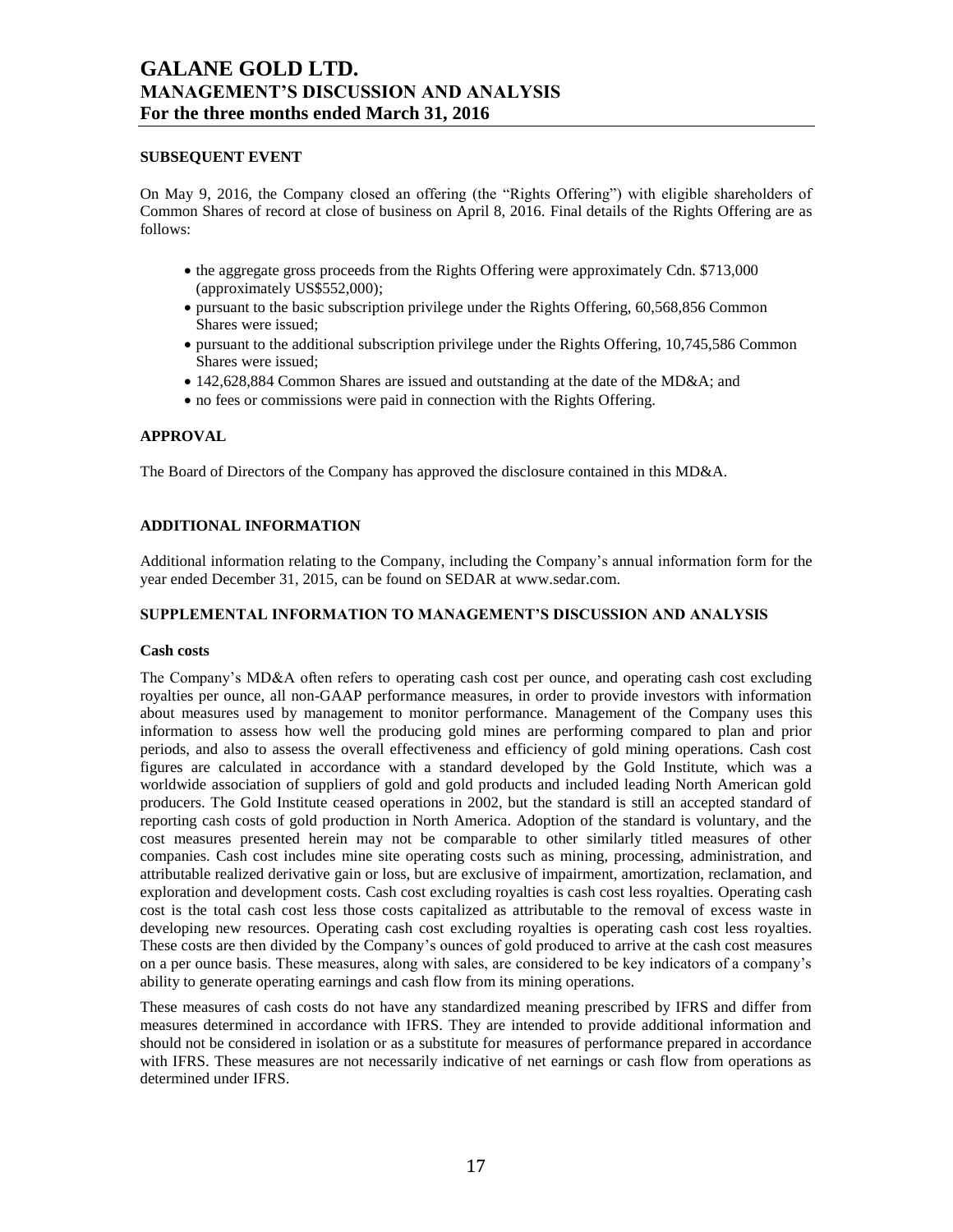## SUBSEQUENT EVENT

On May 9, 2016, the Company closed an offering (the "Rights Offering") with eligible shareholders of Common Shares of record at close of business on April 8, 2016. Final details of the Rights Offering are as follows:

- the aggregate gross proceeds from the Rights Offering were approximately Cdn. $713,000 (approximately US$552,000);
- pursuant to the basic subscription privilege under the Rights Offering, 60,568,856 Common Shares were issued;
- pursuant to the additional subscription privilege under the Rights Offering, 10,745,586 Common Shares were issued;
- 142,628,884 Common Shares are issued and outstanding at the date of the MD&A; and
- no fees or commissions were paid in connection with the Rights Offering.

## APPROVAL

The Board of Directors of the Company has approved the disclosure contained in this MD&A.

## ADDITIONAL INFORMATION

Additional information relating to the Company, including the Company's annual information form for the year ended December 31, 2015, can be found on SEDAR at www.sedar.com.

## SUPPLEMENTAL INFORMATION TO MANAGEMENT'S DISCUSSION AND ANALYSIS

### Cash costs

The Company's MD&A often refers to operating cash cost per ounce, and operating cash cost excluding royalties per ounce, all non-GAAP performance measures, in order to provide investors with information about measures used by management to monitor performance. Management of the Company uses this information to assess how well the producing gold mines are performing compared to plan and prior periods, and also to assess the overall effectiveness and efficiency of gold mining operations. Cash cost figures are calculated in accordance with a standard developed by the Gold Institute, which was a worldwide association of suppliers of gold and gold products and included leading North American gold producers. The Gold Institute ceased operations in 2002, but the standard is still an accepted standard of reporting cash costs of gold production in North America. Adoption of the standard is voluntary, and the cost measures presented herein may not be comparable to other similarly titled measures of other companies. Cash cost includes mine site operating costs such as mining, processing, administration, and attributable realized derivative gain or loss, but are exclusive of impairment, amortization, reclamation, and exploration and development costs. Cash cost excluding royalties is cash cost less royalties. Operating cash cost is the total cash cost less those costs capitalized as attributable to the removal of excess waste in developing new resources. Operating cash cost excluding royalties is operating cash cost less royalties. These costs are then divided by the Company's ounces of gold produced to arrive at the cash cost measures on a per ounce basis. These measures, along with sales, are considered to be key indicators of a company's ability to generate operating earnings and cash flow from its mining operations.

These measures of cash costs do not have any standardized meaning prescribed by IFRS and differ from measures determined in accordance with IFRS. They are intended to provide additional information and should not be considered in isolation or as a substitute for measures of performance prepared in accordance with IFRS. These measures are not necessarily indicative of net earnings or cash flow from operations as determined under IFRS.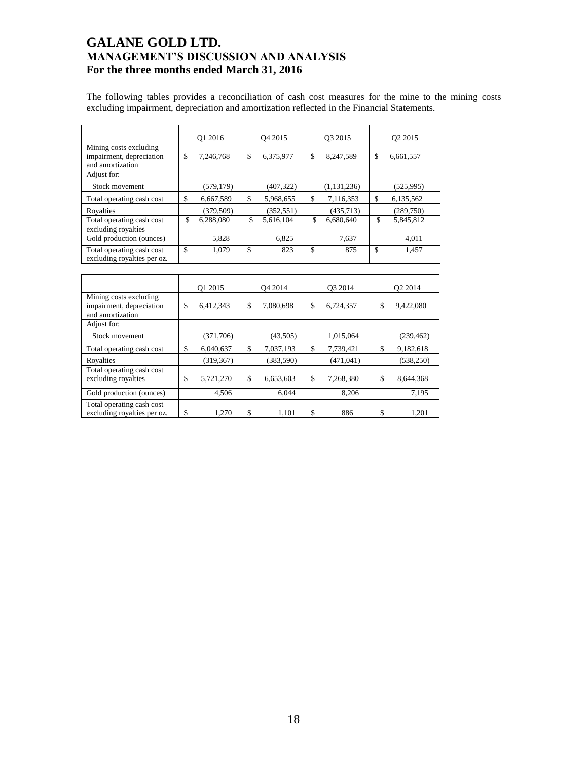The following tables provides a reconciliation of cash cost measures for the mine to the mining costs excluding impairment, depreciation and amortization reflected in the Financial Statements.

| | Q1 2016 | Q4 2015 | Q3 2015 | Q2 2015 |
|---|---|---|---|---|
| Mining costs excluding impairment, depreciation and amortization | $ 7,246,768 | $ 6,375,977 | $ 8,247,589 | $ 6,661,557 |
| Adjust for: | | | | |
| Stock movement | (579,179) | (407,322) | (1,131,236) | (525,995) |
| Total operating cash cost | $ 6,667,589 | $ 5,968,655 | $ 7,116,353 | $ 6,135,562 |
| Royalties | (379,509) | (352,551) | (435,713) | (289,750) |
| Total operating cash cost excluding royalties | $ 6,288,080 | $ 5,616,104 | $ 6,680,640 | $ 5,845,812 |
| Gold production (ounces) | 5,828 | 6,825 | 7,637 | 4,011 |
| Total operating cash cost excluding royalties per oz. | $ 1,079 | $ 823 | $ 875 | $ 1,457 |

| | Q1 2015 | Q4 2014 | Q3 2014 | Q2 2014 |
|---|---|---|---|---|
| Mining costs excluding impairment, depreciation and amortization | $ 6,412,343 | $ 7,080,698 | $ 6,724,357 | $ 9,422,080 |
| Adjust for: | | | | |
| Stock movement | (371,706) | (43,505) | 1,015,064 | (239,462) |
| Total operating cash cost | $ 6,040,637 | $ 7,037,193 | $ 7,739,421 | $ 9,182,618 |
| Royalties | (319,367) | (383,590) | (471,041) | (538,250) |
| Total operating cash cost excluding royalties | $ 5,721,270 | $ 6,653,603 | $ 7,268,380 | $ 8,644,368 |
| Gold production (ounces) | 4,506 | 6,044 | 8,206 | 7,195 |
| Total operating cash cost excluding royalties per oz. | $ 1,270 | $ 1,101 | $ 886 | $ 1,201 |